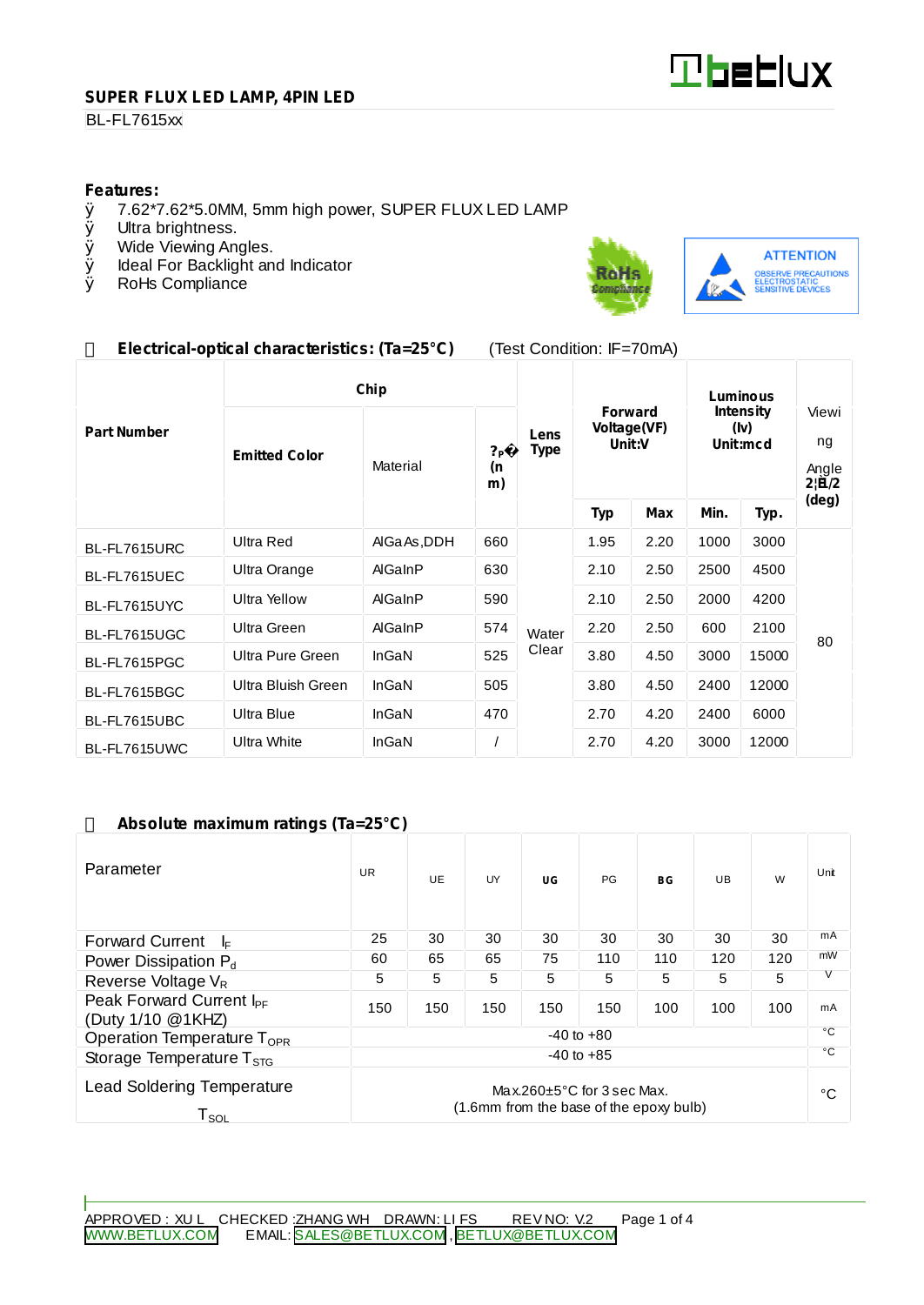**SUPER FLUX LED LAMP, 4PIN LED**

BL-FL7615xx

**Features:**

- 7.62*7.62*5.0MM, 5mm high power, SUPER FLUX LED LAMP
- Ultra brightness.
- Wide Viewing Angles.
- Ideal For Backlight and Indicator
- RoHs Compliance

**Electrical-optical characteristics: (Ta=25°C)** (Test Condition: IF=70mA)

| Part Number | Chip | | | Lens Type | Forward Voltage(VF) Unit:V | | Luminous Intensity (Iv) Unit:mcd | | Viewing Angle 2θ1/2 (deg) |
|---|---|---|---|---|---|---|---|---|---|
| | Emitted Color | Material | λP (nm) | | Typ | Max | Min. | Typ. | |
| BL-FL7615URC | Ultra Red | AlGaAs,DDH | 660 | Water Clear | 1.95 | 2.20 | 1000 | 3000 | 80 |
| BL-FL7615UEC | Ultra Orange | AlGaInP | 630 | | 2.10 | 2.50 | 2500 | 4500 | |
| BL-FL7615UYC | Ultra Yellow | AlGaInP | 590 | | 2.10 | 2.50 | 2000 | 4200 | |
| BL-FL7615UGC | Ultra Green | AlGaInP | 574 | | 2.20 | 2.50 | 600 | 2100 | |
| BL-FL7615PGC | Ultra Pure Green | InGaN | 525 | | 3.80 | 4.50 | 3000 | 15000 | |
| BL-FL7615BGC | Ultra Bluish Green | InGaN | 505 | | 3.80 | 4.50 | 2400 | 12000 | |
| BL-FL7615UBC | Ultra Blue | InGaN | 470 | | 2.70 | 4.20 | 2400 | 6000 | |
| BL-FL7615UWC | Ultra White | InGaN | / | | 2.70 | 4.20 | 3000 | 12000 | |

**Absolute maximum ratings (Ta=25°C)**

| Parameter | UR | UE | UY | UG | PG | BG | UB | W | Unit |
|---|---|---|---|---|---|---|---|---|---|
| Forward Current $I_F$ | 25 | 30 | 30 | 30 | 30 | 30 | 30 | 30 | mA |
| Power Dissipation $P_d$ | 60 | 65 | 65 | 75 | 110 | 110 | 120 | 120 | mW |
| Reverse Voltage $V_R$ | 5 | 5 | 5 | 5 | 5 | 5 | 5 | 5 | V |
| Peak Forward Current $I_{PF}$ (Duty 1/10 @1KHZ) | 150 | 150 | 150 | 150 | 150 | 100 | 100 | 100 | mA |
| Operation Temperature $T_{OPR}$ | -40 to +80 | | | | | | | | °C |
| Storage Temperature $T_{STG}$ | -40 to +85 | | | | | | | | °C |
| Lead Soldering Temperature $T_{SOL}$ | Max.260±5°C for 3 sec Max. (1.6mm from the base of the epoxy bulb) | | | | | | | | °C |

APPROVED : XU L CHECKED :ZHANG WH DRAWN: LI FS REV NO: V.2

WWW.BETLUX.COM EMAIL: SALES@BETLUX.COM , BETLUX@BETLUX.COM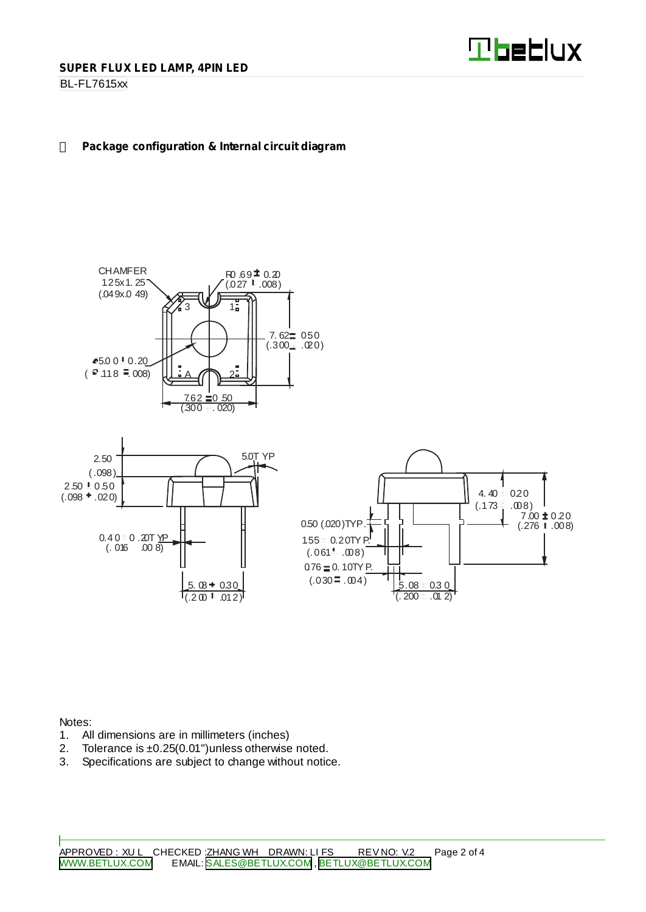## Package configuration & Internal circuit diagram

CHAMFER 1.25x1.25 (.049x.049)

R0.69 ± 0.20 (.027 ± .008)

7.62 ± 0.50 (.300 ± .020)

⌀5.00 ± 0.20 (⌀.118 ± .008)

7.62 ± 0.50 (.300 ± .020)

2.50 (.098)

2.50 ± 0.50 (.098 ± .020)

5.0 TYP

0.40 ± 0.20 TYP (.016 ± .008)

5.08 ± 0.30 (.200 ± .012)

0.50 (.020) TYP.

1.55 ± 0.20 TYP. (.061 ± .008)

0.76 ± 0.10 TYP. (.030 ± .004)

5.08 ± 0.30 (.200 ± .012)

4.40 ± 0.20 (.173 ± .008)

7.00 ± 0.20 (.276 ± .008)

Notes:

1. All dimensions are in millimeters (inches)
2. Tolerance is ±0.25(0.01")unless otherwise noted.
3. Specifications are subject to change without notice.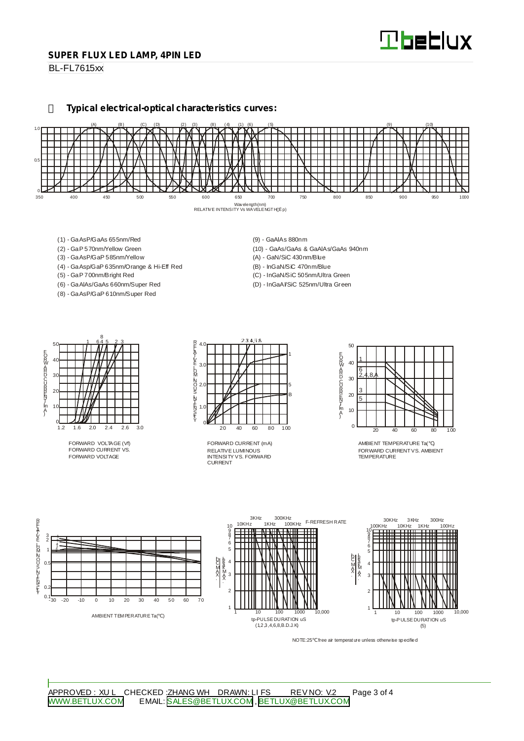# SUPER FLUX LED LAMP, 4PIN LED

BL-FL7615xx

## Typical electrical-optical characteristics curves:

RELATIVE INTENSITY Vs WAVELENGTH(λp)

Wavelength(nm)

- (1) - GaAsP/GaAs 655nm/Red
- (2) - GaP 570nm/Yellow Green
- (3) - GaAsP/GaP 585nm/Yellow
- (4) - GaAsp/GaP 635nm/Orange & Hi-Eff Red
- (5) - GaP 700nm/Bright Red
- (6) - GaAlAs/GaAs 660nm/Super Red
- (8) - GaAsP/GaP 610nm/Super Red
- (9) - GaAlAs 880nm
- (10) - GaAs/GaAs & GaAlAs/GaAs 940nm
- (A) - GaN/SiC 430nm/Blue
- (B) - InGaN/SiC 470nm/Blue
- (C) - InGaN/SiC 505nm/Ultra Green
- (D) - InGaAl/SiC 525nm/Ultra Green

FORWARD VOLTAGE (Vf)
FORWARD CURRENT VS. FORWARD VOLTAGE

FORWARD CURRENT (mA)
RELATIVE LUMINOUS INTENSITY VS. FORWARD CURRENT

AMBIENT TEMPERATURE Ta(℃)
FORWARD CURRENT VS. AMBIENT TEMPERATURE

AMBIENT TEMPERATURE Ta(℃)

tp-PULSE DURATION uS
(1,2,3,4,6,8,B.D.J.K)

tp-PULSE DURATION uS
(5)

NOTE:25℃ free air temperature unless otherwise specified

APPROVED : XU L CHECKED :ZHANG WH DRAWN: LI FS REV NO: V.2

WWW.BETLUX.COM EMAIL: SALES@BETLUX.COM , BETLUX@BETLUX.COM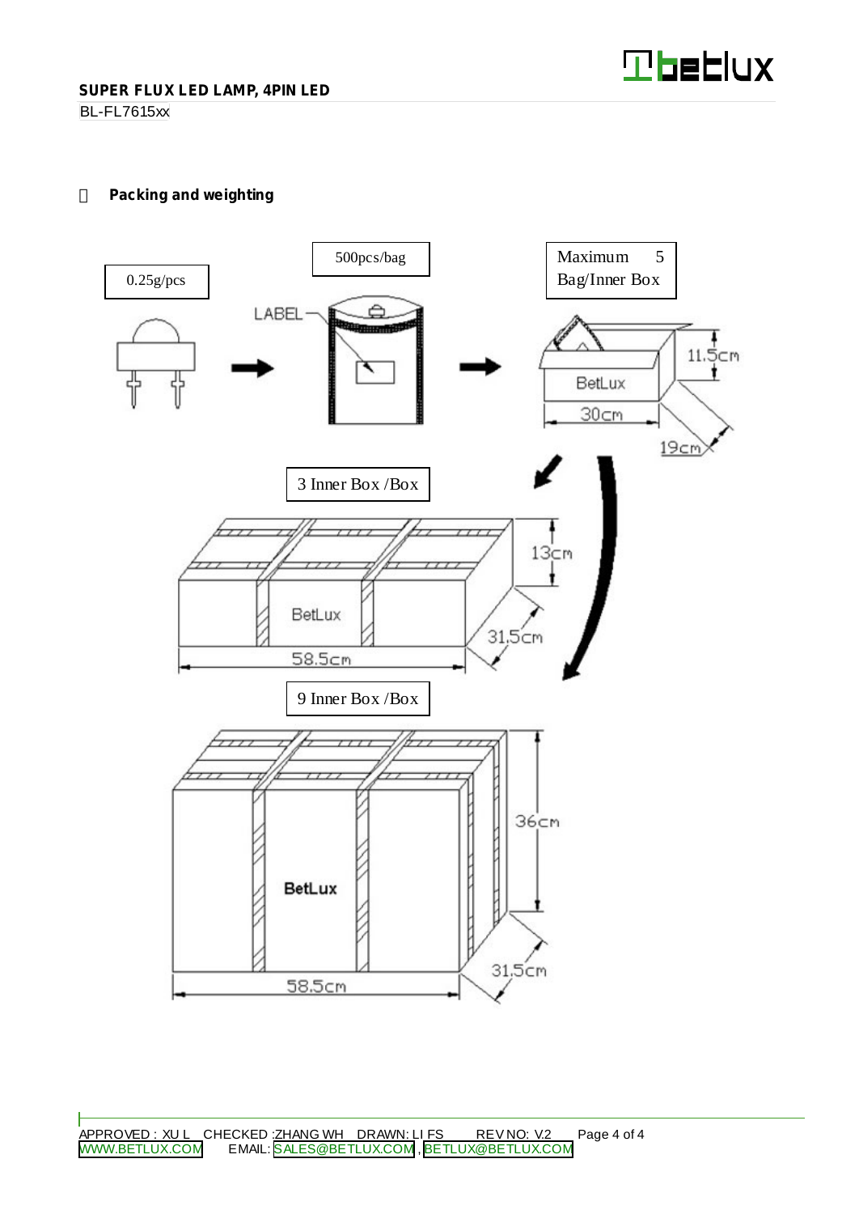## Packing and weighting

0.25g/pcs

500pcs/bag

LABEL

Maximum 5 Bag/Inner Box

BetLux

11.5cm

30cm

19cm

3 Inner Box /Box

BetLux

13cm

31.5cm

58.5cm

9 Inner Box /Box

BetLux

36cm

31.5cm

58.5cm

APPROVED : XU L CHECKED :ZHANG WH DRAWN: LI FS REV NO: V.2

WWW.BETLUX.COM EMAIL: SALES@BETLUX.COM , BETLUX@BETLUX.COM